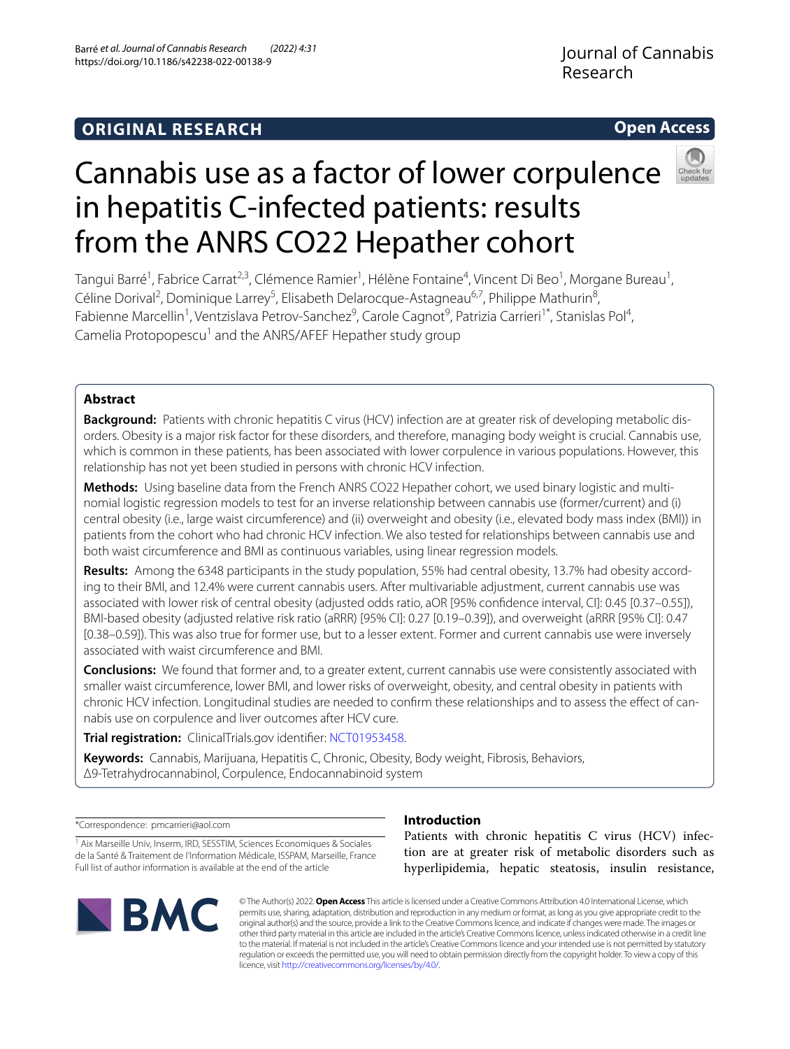ORIGINAL RESEARCH

Open Access

# Cannabis use as a factor of lower corpulence in hepatitis C-infected patients: results from the ANRS CO22 Hepather cohort

Tangui Barré[1], Fabrice Carrat[2,3], Clémence Ramier[1], Hélène Fontaine[4], Vincent Di Beo[1], Morgane Bureau[1], Céline Dorival[2], Dominique Larrey[5], Elisabeth Delarocque-Astagneau[6,7], Philippe Mathurin[8], Fabienne Marcellin[1], Ventzislava Petrov-Sanchez[9], Carole Cagnot[9], Patrizia Carrieri[1*], Stanislas Pol[4], Camelia Protopopescu[1] and the ANRS/AFEF Hepather study group

## Abstract

**Background:** Patients with chronic hepatitis C virus (HCV) infection are at greater risk of developing metabolic disorders. Obesity is a major risk factor for these disorders, and therefore, managing body weight is crucial. Cannabis use, which is common in these patients, has been associated with lower corpulence in various populations. However, this relationship has not yet been studied in persons with chronic HCV infection.

**Methods:** Using baseline data from the French ANRS CO22 Hepather cohort, we used binary logistic and multinomial logistic regression models to test for an inverse relationship between cannabis use (former/current) and (i) central obesity (i.e., large waist circumference) and (ii) overweight and obesity (i.e., elevated body mass index (BMI)) in patients from the cohort who had chronic HCV infection. We also tested for relationships between cannabis use and both waist circumference and BMI as continuous variables, using linear regression models.

**Results:** Among the 6348 participants in the study population, 55% had central obesity, 13.7% had obesity according to their BMI, and 12.4% were current cannabis users. After multivariable adjustment, current cannabis use was associated with lower risk of central obesity (adjusted odds ratio, aOR [95% confidence interval, CI]: 0.45 [0.37–0.55]), BMI-based obesity (adjusted relative risk ratio (aRRR) [95% CI]: 0.27 [0.19–0.39]), and overweight (aRRR [95% CI]: 0.47 [0.38–0.59]). This was also true for former use, but to a lesser extent. Former and current cannabis use were inversely associated with waist circumference and BMI.

**Conclusions:** We found that former and, to a greater extent, current cannabis use were consistently associated with smaller waist circumference, lower BMI, and lower risks of overweight, obesity, and central obesity in patients with chronic HCV infection. Longitudinal studies are needed to confirm these relationships and to assess the effect of cannabis use on corpulence and liver outcomes after HCV cure.

**Trial registration:** ClinicalTrials.gov identifier: NCT01953458.

**Keywords:** Cannabis, Marijuana, Hepatitis C, Chronic, Obesity, Body weight, Fibrosis, Behaviors, Δ9-Tetrahydrocannabinol, Corpulence, Endocannabinoid system

*Correspondence: pmcarrieri@aol.com

[1] Aix Marseille Univ, Inserm, IRD, SESSTIM, Sciences Economiques & Sociales de la Santé & Traitement de l'Information Médicale, ISSPAM, Marseille, France
Full list of author information is available at the end of the article

## Introduction

Patients with chronic hepatitis C virus (HCV) infection are at greater risk of metabolic disorders such as hyperlipidemia, hepatic steatosis, insulin resistance,

© The Author(s) 2022. **Open Access** This article is licensed under a Creative Commons Attribution 4.0 International License, which permits use, sharing, adaptation, distribution and reproduction in any medium or format, as long as you give appropriate credit to the original author(s) and the source, provide a link to the Creative Commons licence, and indicate if changes were made. The images or other third party material in this article are included in the article's Creative Commons licence, unless indicated otherwise in a credit line to the material. If material is not included in the article's Creative Commons licence and your intended use is not permitted by statutory regulation or exceeds the permitted use, you will need to obtain permission directly from the copyright holder. To view a copy of this licence, visit http://creativecommons.org/licenses/by/4.0/.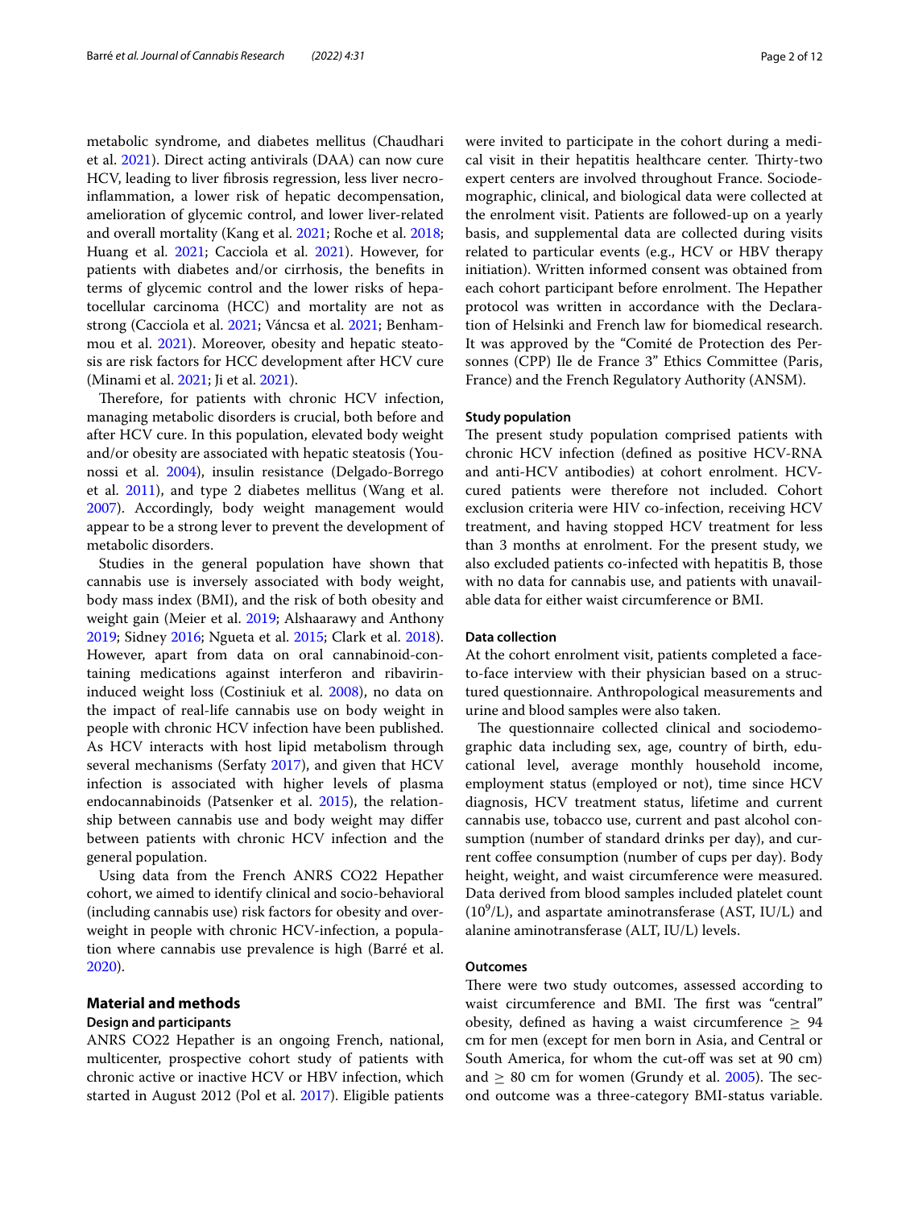metabolic syndrome, and diabetes mellitus (Chaudhari et al. 2021). Direct acting antivirals (DAA) can now cure HCV, leading to liver fibrosis regression, less liver necroinflammation, a lower risk of hepatic decompensation, amelioration of glycemic control, and lower liver-related and overall mortality (Kang et al. 2021; Roche et al. 2018; Huang et al. 2021; Cacciola et al. 2021). However, for patients with diabetes and/or cirrhosis, the benefits in terms of glycemic control and the lower risks of hepatocellular carcinoma (HCC) and mortality are not as strong (Cacciola et al. 2021; Váncsa et al. 2021; Benhammou et al. 2021). Moreover, obesity and hepatic steatosis are risk factors for HCC development after HCV cure (Minami et al. 2021; Ji et al. 2021).

Therefore, for patients with chronic HCV infection, managing metabolic disorders is crucial, both before and after HCV cure. In this population, elevated body weight and/or obesity are associated with hepatic steatosis (Younossi et al. 2004), insulin resistance (Delgado-Borrego et al. 2011), and type 2 diabetes mellitus (Wang et al. 2007). Accordingly, body weight management would appear to be a strong lever to prevent the development of metabolic disorders.

Studies in the general population have shown that cannabis use is inversely associated with body weight, body mass index (BMI), and the risk of both obesity and weight gain (Meier et al. 2019; Alshaarawy and Anthony 2019; Sidney 2016; Ngueta et al. 2015; Clark et al. 2018). However, apart from data on oral cannabinoid-containing medications against interferon and ribavirin-induced weight loss (Costiniuk et al. 2008), no data on the impact of real-life cannabis use on body weight in people with chronic HCV infection have been published. As HCV interacts with host lipid metabolism through several mechanisms (Serfaty 2017), and given that HCV infection is associated with higher levels of plasma endocannabinoids (Patsenker et al. 2015), the relationship between cannabis use and body weight may differ between patients with chronic HCV infection and the general population.

Using data from the French ANRS CO22 Hepather cohort, we aimed to identify clinical and socio-behavioral (including cannabis use) risk factors for obesity and overweight in people with chronic HCV-infection, a population where cannabis use prevalence is high (Barré et al. 2020).

## Material and methods

### Design and participants

ANRS CO22 Hepather is an ongoing French, national, multicenter, prospective cohort study of patients with chronic active or inactive HCV or HBV infection, which started in August 2012 (Pol et al. 2017). Eligible patients were invited to participate in the cohort during a medical visit in their hepatitis healthcare center. Thirty-two expert centers are involved throughout France. Sociodemographic, clinical, and biological data were collected at the enrolment visit. Patients are followed-up on a yearly basis, and supplemental data are collected during visits related to particular events (e.g., HCV or HBV therapy initiation). Written informed consent was obtained from each cohort participant before enrolment. The Hepather protocol was written in accordance with the Declaration of Helsinki and French law for biomedical research. It was approved by the "Comité de Protection des Personnes (CPP) Ile de France 3" Ethics Committee (Paris, France) and the French Regulatory Authority (ANSM).

### Study population

The present study population comprised patients with chronic HCV infection (defined as positive HCV-RNA and anti-HCV antibodies) at cohort enrolment. HCV-cured patients were therefore not included. Cohort exclusion criteria were HIV co-infection, receiving HCV treatment, and having stopped HCV treatment for less than 3 months at enrolment. For the present study, we also excluded patients co-infected with hepatitis B, those with no data for cannabis use, and patients with unavailable data for either waist circumference or BMI.

### Data collection

At the cohort enrolment visit, patients completed a face-to-face interview with their physician based on a structured questionnaire. Anthropological measurements and urine and blood samples were also taken.

The questionnaire collected clinical and sociodemographic data including sex, age, country of birth, educational level, average monthly household income, employment status (employed or not), time since HCV diagnosis, HCV treatment status, lifetime and current cannabis use, tobacco use, current and past alcohol consumption (number of standard drinks per day), and current coffee consumption (number of cups per day). Body height, weight, and waist circumference were measured. Data derived from blood samples included platelet count ($10^9$/L), and aspartate aminotransferase (AST, IU/L) and alanine aminotransferase (ALT, IU/L) levels.

### Outcomes

There were two study outcomes, assessed according to waist circumference and BMI. The first was "central" obesity, defined as having a waist circumference $\geq$ 94 cm for men (except for men born in Asia, and Central or South America, for whom the cut-off was set at 90 cm) and $\geq$ 80 cm for women (Grundy et al. 2005). The second outcome was a three-category BMI-status variable.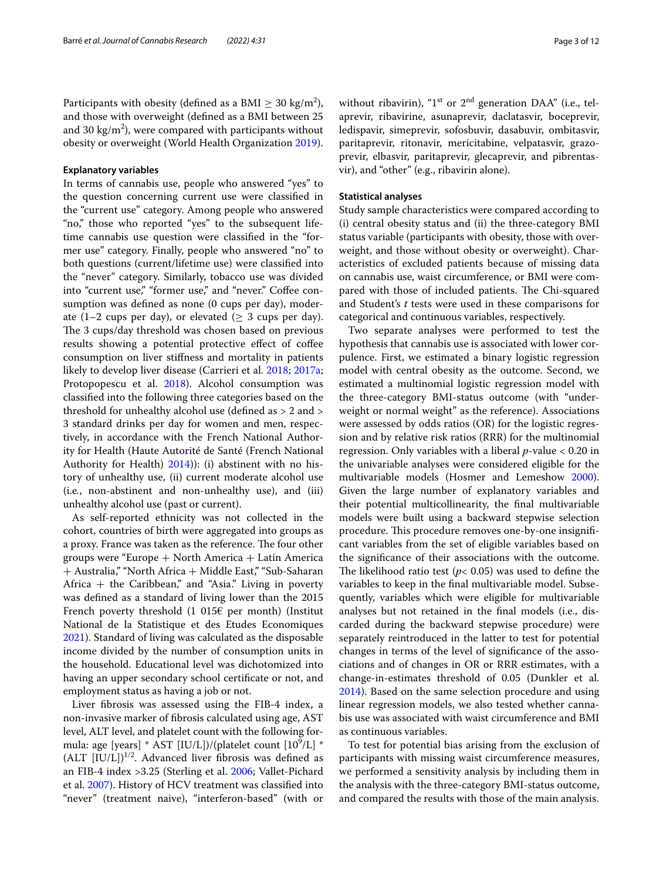Participants with obesity (defined as a BMI $\geq$ 30 kg/m$^2$), and those with overweight (defined as a BMI between 25 and 30 kg/m$^2$), were compared with participants without obesity or overweight (World Health Organization 2019).

### Explanatory variables

In terms of cannabis use, people who answered "yes" to the question concerning current use were classified in the "current use" category. Among people who answered "no," those who reported "yes" to the subsequent lifetime cannabis use question were classified in the "former use" category. Finally, people who answered "no" to both questions (current/lifetime use) were classified into the "never" category. Similarly, tobacco use was divided into "current use," "former use," and "never." Coffee consumption was defined as none (0 cups per day), moderate (1–2 cups per day), or elevated ($\geq$ 3 cups per day). The 3 cups/day threshold was chosen based on previous results showing a potential protective effect of coffee consumption on liver stiffness and mortality in patients likely to develop liver disease (Carrieri et al. 2018; 2017a; Protopopescu et al. 2018). Alcohol consumption was classified into the following three categories based on the threshold for unhealthy alcohol use (defined as > 2 and > 3 standard drinks per day for women and men, respectively, in accordance with the French National Authority for Health (Haute Autorité de Santé (French National Authority for Health) 2014)): (i) abstinent with no history of unhealthy use, (ii) current moderate alcohol use (i.e., non-abstinent and non-unhealthy use), and (iii) unhealthy alcohol use (past or current).

As self-reported ethnicity was not collected in the cohort, countries of birth were aggregated into groups as a proxy. France was taken as the reference. The four other groups were "Europe + North America + Latin America + Australia," "North Africa + Middle East," "Sub-Saharan Africa + the Caribbean," and "Asia." Living in poverty was defined as a standard of living lower than the 2015 French poverty threshold (1 015€ per month) (Institut National de la Statistique et des Etudes Economiques 2021). Standard of living was calculated as the disposable income divided by the number of consumption units in the household. Educational level was dichotomized into having an upper secondary school certificate or not, and employment status as having a job or not.

Liver fibrosis was assessed using the FIB-4 index, a non-invasive marker of fibrosis calculated using age, AST level, ALT level, and platelet count with the following formula: age [years] * AST [IU/L])/(platelet count [$10^9$/L] * (ALT [IU/L])$^{1/2}$. Advanced liver fibrosis was defined as an FIB-4 index >3.25 (Sterling et al. 2006; Vallet-Pichard et al. 2007). History of HCV treatment was classified into "never" (treatment naive), "interferon-based" (with or without ribavirin), "1$^{st}$ or 2$^{nd}$ generation DAA" (i.e., telaprevir, ribavirine, asunaprevir, daclatasvir, boceprevir, ledispavir, simeprevir, sofosbuvir, dasabuvir, ombitasvir, paritaprevir, ritonavir, mericitabine, velpatasvir, grazoprevir, elbasvir, paritaprevir, glecaprevir, and pibrentasvir), and "other" (e.g., ribavirin alone).

### Statistical analyses

Study sample characteristics were compared according to (i) central obesity status and (ii) the three-category BMI status variable (participants with obesity, those with overweight, and those without obesity or overweight). Characteristics of excluded patients because of missing data on cannabis use, waist circumference, or BMI were compared with those of included patients. The Chi-squared and Student's *t* tests were used in these comparisons for categorical and continuous variables, respectively.

Two separate analyses were performed to test the hypothesis that cannabis use is associated with lower corpulence. First, we estimated a binary logistic regression model with central obesity as the outcome. Second, we estimated a multinomial logistic regression model with the three-category BMI-status outcome (with "underweight or normal weight" as the reference). Associations were assessed by odds ratios (OR) for the logistic regression and by relative risk ratios (RRR) for the multinomial regression. Only variables with a liberal *p*-value < 0.20 in the univariable analyses were considered eligible for the multivariable models (Hosmer and Lemeshow 2000). Given the large number of explanatory variables and their potential multicollinearity, the final multivariable models were built using a backward stepwise selection procedure. This procedure removes one-by-one insignificant variables from the set of eligible variables based on the significance of their associations with the outcome. The likelihood ratio test ($p < 0.05$) was used to define the variables to keep in the final multivariable model. Subsequently, variables which were eligible for multivariable analyses but not retained in the final models (i.e., discarded during the backward stepwise procedure) were separately reintroduced in the latter to test for potential changes in terms of the level of significance of the associations and of changes in OR or RRR estimates, with a change-in-estimates threshold of 0.05 (Dunkler et al. 2014). Based on the same selection procedure and using linear regression models, we also tested whether cannabis use was associated with waist circumference and BMI as continuous variables.

To test for potential bias arising from the exclusion of participants with missing waist circumference measures, we performed a sensitivity analysis by including them in the analysis with the three-category BMI-status outcome, and compared the results with those of the main analysis.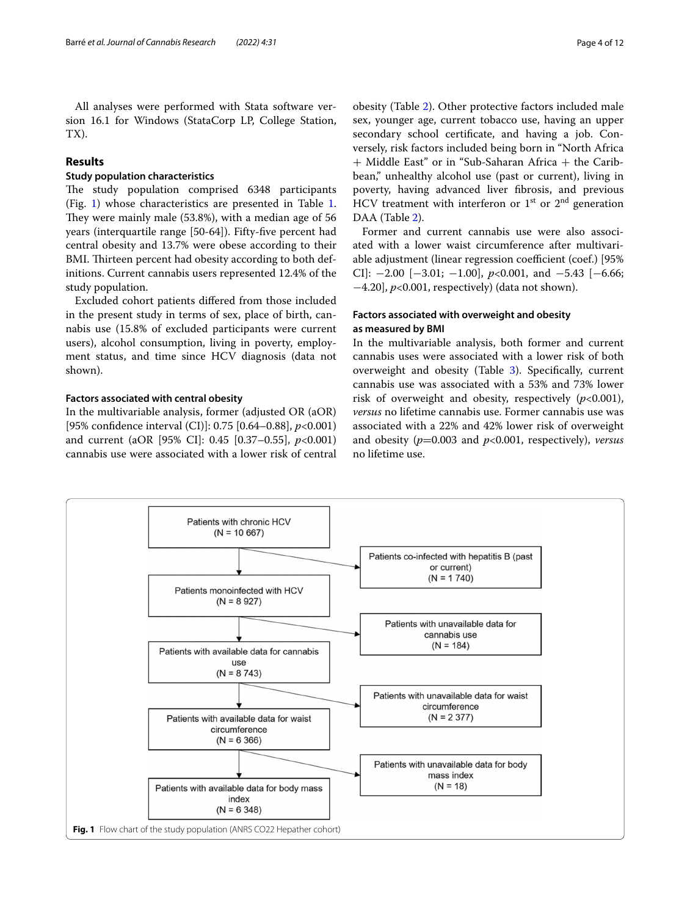All analyses were performed with Stata software version 16.1 for Windows (StataCorp LP, College Station, TX).

## Results

### Study population characteristics

The study population comprised 6348 participants (Fig. 1) whose characteristics are presented in Table 1. They were mainly male (53.8%), with a median age of 56 years (interquartile range [50-64]). Fifty-five percent had central obesity and 13.7% were obese according to their BMI. Thirteen percent had obesity according to both definitions. Current cannabis users represented 12.4% of the study population.

Excluded cohort patients differed from those included in the present study in terms of sex, place of birth, cannabis use (15.8% of excluded participants were current users), alcohol consumption, living in poverty, employment status, and time since HCV diagnosis (data not shown).

### Factors associated with central obesity

In the multivariable analysis, former (adjusted OR (aOR) [95% confidence interval (CI)]: 0.75 [0.64–0.88], $p<0.001$) and current (aOR [95% CI]: 0.45 [0.37–0.55], $p<0.001$) cannabis use were associated with a lower risk of central obesity (Table 2). Other protective factors included male sex, younger age, current tobacco use, having an upper secondary school certificate, and having a job. Conversely, risk factors included being born in "North Africa + Middle East" or in "Sub-Saharan Africa + the Caribbean," unhealthy alcohol use (past or current), living in poverty, having advanced liver fibrosis, and previous HCV treatment with interferon or 1[st] or 2[nd] generation DAA (Table 2).

Former and current cannabis use were also associated with a lower waist circumference after multivariable adjustment (linear regression coefficient (coef.) [95% CI]: −2.00 [−3.01; −1.00], $p<0.001$, and −5.43 [−6.66; −4.20], $p<0.001$, respectively) (data not shown).

### Factors associated with overweight and obesity as measured by BMI

In the multivariable analysis, both former and current cannabis uses were associated with a lower risk of both overweight and obesity (Table 3). Specifically, current cannabis use was associated with a 53% and 73% lower risk of overweight and obesity, respectively ($p<0.001$), *versus* no lifetime cannabis use. Former cannabis use was associated with a 22% and 42% lower risk of overweight and obesity ($p=0.003$ and $p<0.001$, respectively), *versus* no lifetime use.

Patients with chronic HCV (N = 10 667)
→ Patients co-infected with hepatitis B (past or current) (N = 1 740)

Patients monoinfected with HCV (N = 8 927)
→ Patients with unavailable data for cannabis use (N = 184)

Patients with available data for cannabis use (N = 8 743)
→ Patients with unavailable data for waist circumference (N = 2 377)

Patients with available data for waist circumference (N = 6 366)
→ Patients with unavailable data for body mass index (N = 18)

Patients with available data for body mass index (N = 6 348)

**Fig. 1** Flow chart of the study population (ANRS CO22 Hepather cohort)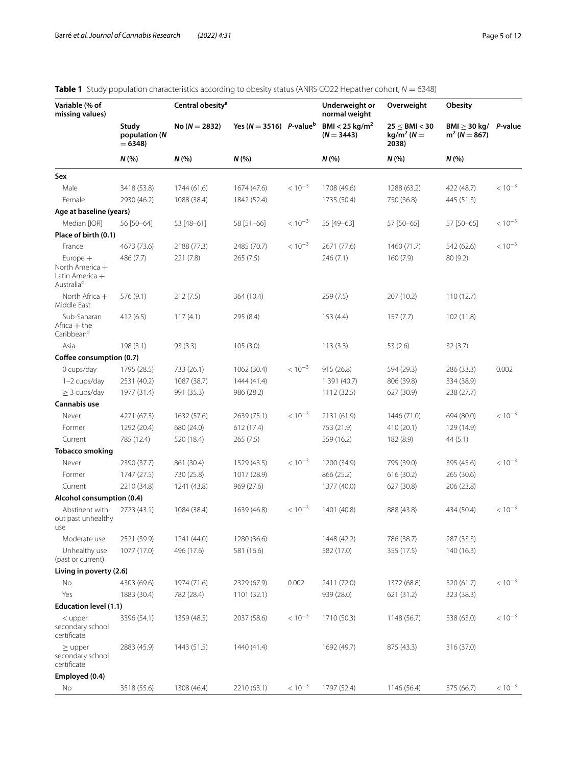**Table 1** Study population characteristics according to obesity status (ANRS CO22 Hepather cohort, $N = 6348$)

| Variable (% of missing values) | Study population ($N = 6348$) | Central obesity[a] | | | Underweight or normal weight | Overweight | Obesity | |
|---|---|---|---|---|---|---|---|---|
| | | No ($N = 2832$) | Yes ($N = 3516$) | *P*-value[b] | BMI < 25 kg/m$^2$ ($N = 3443$) | 25 ≤ BMI < 30 kg/m$^2$ ($N = 2038$) | BMI ≥ 30 kg/m$^2$ ($N = 867$) | *P*-value |
| | *N* (%) | *N* (%) | *N* (%) | | *N* (%) | *N* (%) | *N* (%) | |
| **Sex** | | | | | | | | |
| Male | 3418 (53.8) | 1744 (61.6) | 1674 (47.6) | $< 10^{-3}$ | 1708 (49.6) | 1288 (63.2) | 422 (48.7) | $< 10^{-3}$ |
| Female | 2930 (46.2) | 1088 (38.4) | 1842 (52.4) | | 1735 (50.4) | 750 (36.8) | 445 (51.3) | |
| **Age at baseline (years)** | | | | | | | | |
| Median [IQR] | 56 [50–64] | 53 [48–61] | 58 [51–66] | $< 10^{-3}$ | 55 [49–63] | 57 [50–65] | 57 [50–65] | $< 10^{-3}$ |
| **Place of birth (0.1)** | | | | | | | | |
| France | 4673 (73.6) | 2188 (77.3) | 2485 (70.7) | $< 10^{-3}$ | 2671 (77.6) | 1460 (71.7) | 542 (62.6) | $< 10^{-3}$ |
| Europe + North America + Latin America + Australia[c] | 486 (7.7) | 221 (7.8) | 265 (7.5) | | 246 (7.1) | 160 (7.9) | 80 (9.2) | |
| North Africa + Middle East | 576 (9.1) | 212 (7.5) | 364 (10.4) | | 259 (7.5) | 207 (10.2) | 110 (12.7) | |
| Sub-Saharan Africa + the Caribbean[d] | 412 (6.5) | 117 (4.1) | 295 (8.4) | | 153 (4.4) | 157 (7.7) | 102 (11.8) | |
| Asia | 198 (3.1) | 93 (3.3) | 105 (3.0) | | 113 (3.3) | 53 (2.6) | 32 (3.7) | |
| **Coffee consumption (0.7)** | | | | | | | | |
| 0 cups/day | 1795 (28.5) | 733 (26.1) | 1062 (30.4) | $< 10^{-3}$ | 915 (26.8) | 594 (29.3) | 286 (33.3) | 0.002 |
| 1–2 cups/day | 2531 (40.2) | 1087 (38.7) | 1444 (41.4) | | 1 391 (40.7) | 806 (39.8) | 334 (38.9) | |
| ≥ 3 cups/day | 1977 (31.4) | 991 (35.3) | 986 (28.2) | | 1112 (32.5) | 627 (30.9) | 238 (27.7) | |
| **Cannabis use** | | | | | | | | |
| Never | 4271 (67.3) | 1632 (57.6) | 2639 (75.1) | $< 10^{-3}$ | 2131 (61.9) | 1446 (71.0) | 694 (80.0) | $< 10^{-3}$ |
| Former | 1292 (20.4) | 680 (24.0) | 612 (17.4) | | 753 (21.9) | 410 (20.1) | 129 (14.9) | |
| Current | 785 (12.4) | 520 (18.4) | 265 (7.5) | | 559 (16.2) | 182 (8.9) | 44 (5.1) | |
| **Tobacco smoking** | | | | | | | | |
| Never | 2390 (37.7) | 861 (30.4) | 1529 (43.5) | $< 10^{-3}$ | 1200 (34.9) | 795 (39.0) | 395 (45.6) | $< 10^{-3}$ |
| Former | 1747 (27.5) | 730 (25.8) | 1017 (28.9) | | 866 (25.2) | 616 (30.2) | 265 (30.6) | |
| Current | 2210 (34.8) | 1241 (43.8) | 969 (27.6) | | 1377 (40.0) | 627 (30.8) | 206 (23.8) | |
| **Alcohol consumption (0.4)** | | | | | | | | |
| Abstinent without past unhealthy use | 2723 (43.1) | 1084 (38.4) | 1639 (46.8) | $< 10^{-3}$ | 1401 (40.8) | 888 (43.8) | 434 (50.4) | $< 10^{-3}$ |
| Moderate use | 2521 (39.9) | 1241 (44.0) | 1280 (36.6) | | 1448 (42.2) | 786 (38.7) | 287 (33.3) | |
| Unhealthy use (past or current) | 1077 (17.0) | 496 (17.6) | 581 (16.6) | | 582 (17.0) | 355 (17.5) | 140 (16.3) | |
| **Living in poverty (2.6)** | | | | | | | | |
| No | 4303 (69.6) | 1974 (71.6) | 2329 (67.9) | 0.002 | 2411 (72.0) | 1372 (68.8) | 520 (61.7) | $< 10^{-3}$ |
| Yes | 1883 (30.4) | 782 (28.4) | 1101 (32.1) | | 939 (28.0) | 621 (31.2) | 323 (38.3) | |
| **Education level (1.1)** | | | | | | | | |
| < upper secondary school certificate | 3396 (54.1) | 1359 (48.5) | 2037 (58.6) | $< 10^{-3}$ | 1710 (50.3) | 1148 (56.7) | 538 (63.0) | $< 10^{-3}$ |
| ≥ upper secondary school certificate | 2883 (45.9) | 1443 (51.5) | 1440 (41.4) | | 1692 (49.7) | 875 (43.3) | 316 (37.0) | |
| **Employed (0.4)** | | | | | | | | |
| No | 3518 (55.6) | 1308 (46.4) | 2210 (63.1) | $< 10^{-3}$ | 1797 (52.4) | 1146 (56.4) | 575 (66.7) | $< 10^{-3}$ |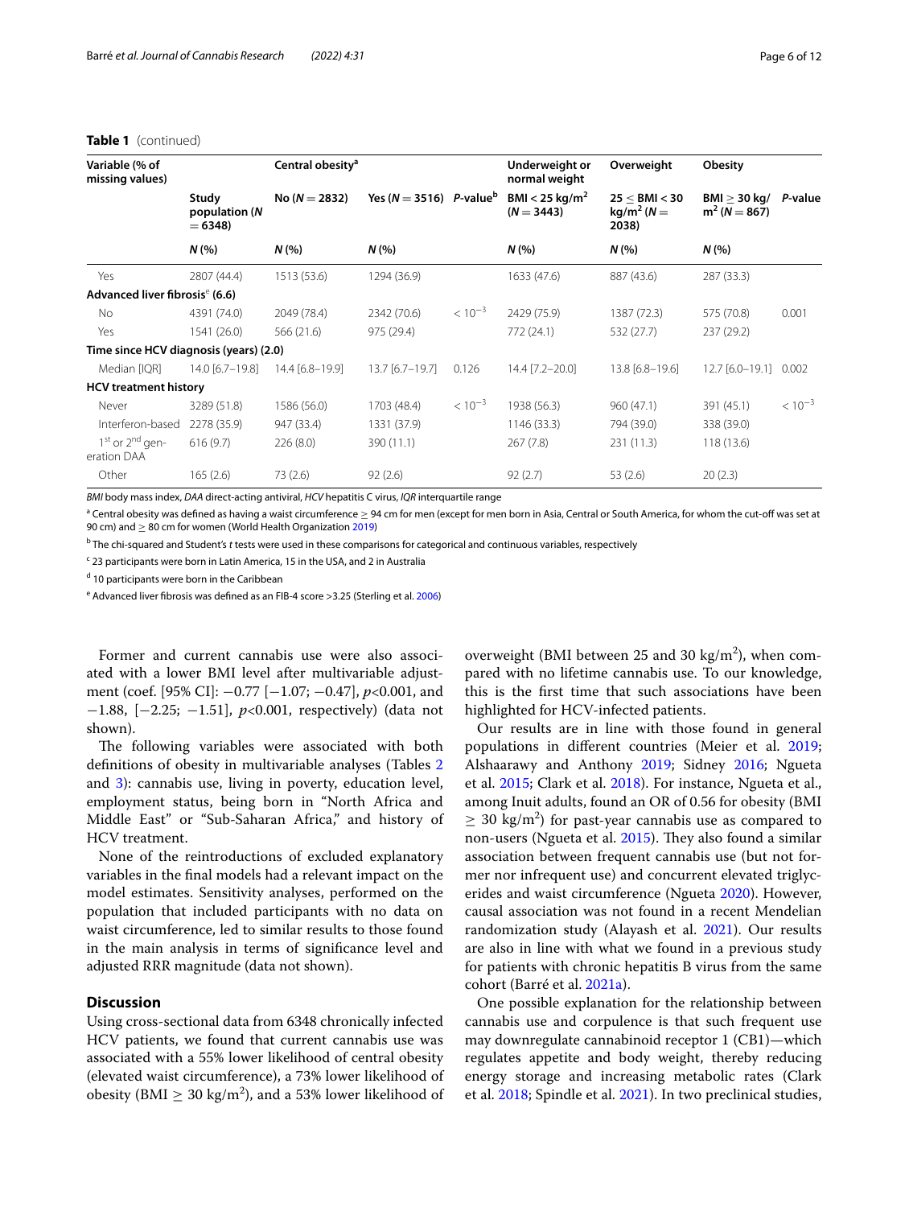**Table 1** (continued)

| Variable (% of missing values) | | Central obesity[a] | | | Underweight or normal weight | Overweight | Obesity | |
|---|---|---|---|---|---|---|---|---|
| | Study population ($N = 6348$) | No ($N = 2832$) | Yes ($N = 3516$) | *P*-value[b] | BMI < 25 kg/m$^2$ ($N = 3443$) | $25 \leq$ BMI < 30 kg/m$^2$ ($N = 2038$) | BMI $\geq$ 30 kg/m$^2$ ($N = 867$) | *P*-value |
| | *N* (%) | *N* (%) | *N* (%) | | *N* (%) | *N* (%) | *N* (%) | |
| Yes | 2807 (44.4) | 1513 (53.6) | 1294 (36.9) | | 1633 (47.6) | 887 (43.6) | 287 (33.3) | |
| **Advanced liver fibrosis[e] (6.6)** | | | | | | | | |
| No | 4391 (74.0) | 2049 (78.4) | 2342 (70.6) | $< 10^{-3}$ | 2429 (75.9) | 1387 (72.3) | 575 (70.8) | 0.001 |
| Yes | 1541 (26.0) | 566 (21.6) | 975 (29.4) | | 772 (24.1) | 532 (27.7) | 237 (29.2) | |
| **Time since HCV diagnosis (years) (2.0)** | | | | | | | | |
| Median [IQR] | 14.0 [6.7–19.8] | 14.4 [6.8–19.9] | 13.7 [6.7–19.7] | 0.126 | 14.4 [7.2–20.0] | 13.8 [6.8–19.6] | 12.7 [6.0–19.1] | 0.002 |
| **HCV treatment history** | | | | | | | | |
| Never | 3289 (51.8) | 1586 (56.0) | 1703 (48.4) | $< 10^{-3}$ | 1938 (56.3) | 960 (47.1) | 391 (45.1) | $< 10^{-3}$ |
| Interferon-based | 2278 (35.9) | 947 (33.4) | 1331 (37.9) | | 1146 (33.3) | 794 (39.0) | 338 (39.0) | |
| 1st or 2nd generation DAA | 616 (9.7) | 226 (8.0) | 390 (11.1) | | 267 (7.8) | 231 (11.3) | 118 (13.6) | |
| Other | 165 (2.6) | 73 (2.6) | 92 (2.6) | | 92 (2.7) | 53 (2.6) | 20 (2.3) | |

*BMI* body mass index, *DAA* direct-acting antiviral, *HCV* hepatitis C virus, *IQR* interquartile range

[a] Central obesity was defined as having a waist circumference ≥ 94 cm for men (except for men born in Asia, Central or South America, for whom the cut-off was set at 90 cm) and ≥ 80 cm for women (World Health Organization 2019)

[b] The chi-squared and Student's *t* tests were used in these comparisons for categorical and continuous variables, respectively

[c] 23 participants were born in Latin America, 15 in the USA, and 2 in Australia

[d] 10 participants were born in the Caribbean

[e] Advanced liver fibrosis was defined as an FIB-4 score >3.25 (Sterling et al. 2006)

Former and current cannabis use were also associated with a lower BMI level after multivariable adjustment (coef. [95% CI]: −0.77 [−1.07; −0.47], $p<0.001$, and −1.88, [−2.25; −1.51], $p<0.001$, respectively) (data not shown).

The following variables were associated with both definitions of obesity in multivariable analyses (Tables 2 and 3): cannabis use, living in poverty, education level, employment status, being born in "North Africa and Middle East" or "Sub-Saharan Africa," and history of HCV treatment.

None of the reintroductions of excluded explanatory variables in the final models had a relevant impact on the model estimates. Sensitivity analyses, performed on the population that included participants with no data on waist circumference, led to similar results to those found in the main analysis in terms of significance level and adjusted RRR magnitude (data not shown).

## Discussion

Using cross-sectional data from 6348 chronically infected HCV patients, we found that current cannabis use was associated with a 55% lower likelihood of central obesity (elevated waist circumference), a 73% lower likelihood of obesity (BMI ≥ 30 kg/m$^2$), and a 53% lower likelihood of overweight (BMI between 25 and 30 kg/m$^2$), when compared with no lifetime cannabis use. To our knowledge, this is the first time that such associations have been highlighted for HCV-infected patients.

Our results are in line with those found in general populations in different countries (Meier et al. 2019; Alshaarawy and Anthony 2019; Sidney 2016; Ngueta et al. 2015; Clark et al. 2018). For instance, Ngueta et al., among Inuit adults, found an OR of 0.56 for obesity (BMI ≥ 30 kg/m$^2$) for past-year cannabis use as compared to non-users (Ngueta et al. 2015). They also found a similar association between frequent cannabis use (but not former nor infrequent use) and concurrent elevated triglycerides and waist circumference (Ngueta 2020). However, causal association was not found in a recent Mendelian randomization study (Alayash et al. 2021). Our results are also in line with what we found in a previous study for patients with chronic hepatitis B virus from the same cohort (Barré et al. 2021a).

One possible explanation for the relationship between cannabis use and corpulence is that such frequent use may downregulate cannabinoid receptor 1 (CB1)—which regulates appetite and body weight, thereby reducing energy storage and increasing metabolic rates (Clark et al. 2018; Spindle et al. 2021). In two preclinical studies,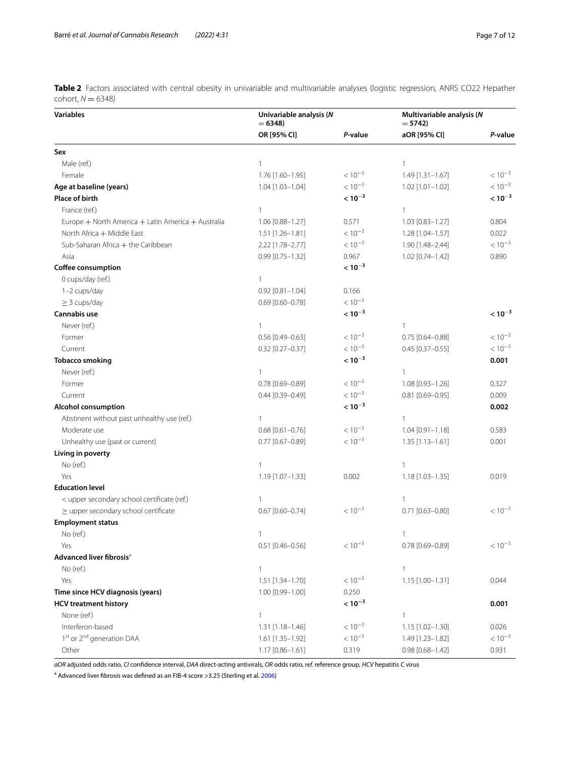**Table 2** Factors associated with central obesity in univariable and multivariable analyses (logistic regression, ANRS CO22 Hepather cohort, $N = 6348$)

| Variables | Univariable analysis ($N = 6348$) | | Multivariable analysis ($N = 5742$) | |
|---|---|---|---|---|
| | OR [95% CI] | *P*-value | aOR [95% CI] | *P*-value |
| **Sex** | | | | |
| Male (ref.) | 1 | | 1 | |
| Female | 1.76 [1.60–1.95] | $< 10^{-3}$ | 1.49 [1.31–1.67] | $< 10^{-3}$ |
| **Age at baseline (years)** | 1.04 [1.03–1.04] | $< 10^{-3}$ | 1.02 [1.01–1.02] | $< 10^{-3}$ |
| **Place of birth** | | $\mathbf{< 10^{-3}}$ | | $\mathbf{< 10^{-3}}$ |
| France (ref.) | 1 | | 1 | |
| Europe + North America + Latin America + Australia | 1.06 [0.88–1.27] | 0.571 | 1.03 [0.83–1.27] | 0.804 |
| North Africa + Middle East | 1.51 [1.26–1.81] | $< 10^{-3}$ | 1.28 [1.04–1.57] | 0.022 |
| Sub-Saharan Africa + the Caribbean | 2.22 [1.78–2.77] | $< 10^{-3}$ | 1.90 [1.48–2.44] | $< 10^{-3}$ |
| Asia | 0.99 [0.75–1.32] | 0.967 | 1.02 [0.74–1.42] | 0.890 |
| **Coffee consumption** | | $\mathbf{< 10^{-3}}$ | | |
| 0 cups/day (ref.) | 1 | | | |
| 1–2 cups/day | 0.92 [0.81–1.04] | 0.166 | | |
| ≥ 3 cups/day | 0.69 [0.60–0.78] | $< 10^{-3}$ | | |
| **Cannabis use** | | $\mathbf{< 10^{-3}}$ | | $\mathbf{< 10^{-3}}$ |
| Never (ref.) | 1 | | 1 | |
| Former | 0.56 [0.49–0.63] | $< 10^{-3}$ | 0.75 [0.64–0.88] | $< 10^{-3}$ |
| Current | 0.32 [0.27–0.37] | $< 10^{-3}$ | 0.45 [0.37–0.55] | $< 10^{-3}$ |
| **Tobacco smoking** | | $\mathbf{< 10^{-3}}$ | | **0.001** |
| Never (ref.) | 1 | | 1 | |
| Former | 0.78 [0.69–0.89] | $< 10^{-3}$ | 1.08 [0.93–1.26] | 0.327 |
| Current | 0.44 [0.39–0.49] | $< 10^{-3}$ | 0.81 [0.69–0.95] | 0.009 |
| **Alcohol consumption** | | $\mathbf{< 10^{-3}}$ | | **0.002** |
| Abstinent without past unhealthy use (ref.) | 1 | | 1 | |
| Moderate use | 0.68 [0.61–0.76] | $< 10^{-3}$ | 1.04 [0.91–1.18] | 0.583 |
| Unhealthy use (past or current) | 0.77 [0.67–0.89] | $< 10^{-3}$ | 1.35 [1.13–1.61] | 0.001 |
| **Living in poverty** | | | | |
| No (ref.) | 1 | | 1 | |
| Yes | 1.19 [1.07–1.33] | 0.002 | 1.18 [1.03–1.35] | 0.019 |
| **Education level** | | | | |
| < upper secondary school certificate (ref.) | 1 | | 1 | |
| ≥ upper secondary school certificate | 0.67 [0.60–0.74] | $< 10^{-3}$ | 0.71 [0.63–0.80] | $< 10^{-3}$ |
| **Employment status** | | | | |
| No (ref.) | 1 | | 1 | |
| Yes | 0.51 [0.46–0.56] | $< 10^{-3}$ | 0.78 [0.69–0.89] | $< 10^{-3}$ |
| **Advanced liver fibrosis**[a] | | | | |
| No (ref.) | 1 | | 1 | |
| Yes | 1.51 [1.34–1.70] | $< 10^{-3}$ | 1.15 [1.00–1.31] | 0.044 |
| **Time since HCV diagnosis (years)** | 1.00 [0.99–1.00] | 0.250 | | |
| **HCV treatment history** | | $\mathbf{< 10^{-3}}$ | | **0.001** |
| None (ref) | 1 | | 1 | |
| Interferon-based | 1.31 [1.18–1.46] | $< 10^{-3}$ | 1.15 [1.02–1.30] | 0.026 |
| 1st or 2nd generation DAA | 1.61 [1.35–1.92] | $< 10^{-3}$ | 1.49 [1.23–1.82] | $< 10^{-3}$ |
| Other | 1.17 [0.86–1.61] | 0.319 | 0.98 [0.68–1.42] | 0.931 |

*aOR* adjusted odds ratio, *CI* confidence interval, *DAA* direct-acting antivirals, *OR* odds ratio, *ref.* reference group, *HCV* hepatitis C virus

[a] Advanced liver fibrosis was defined as an FIB-4 score >3.25 (Sterling et al. 2006)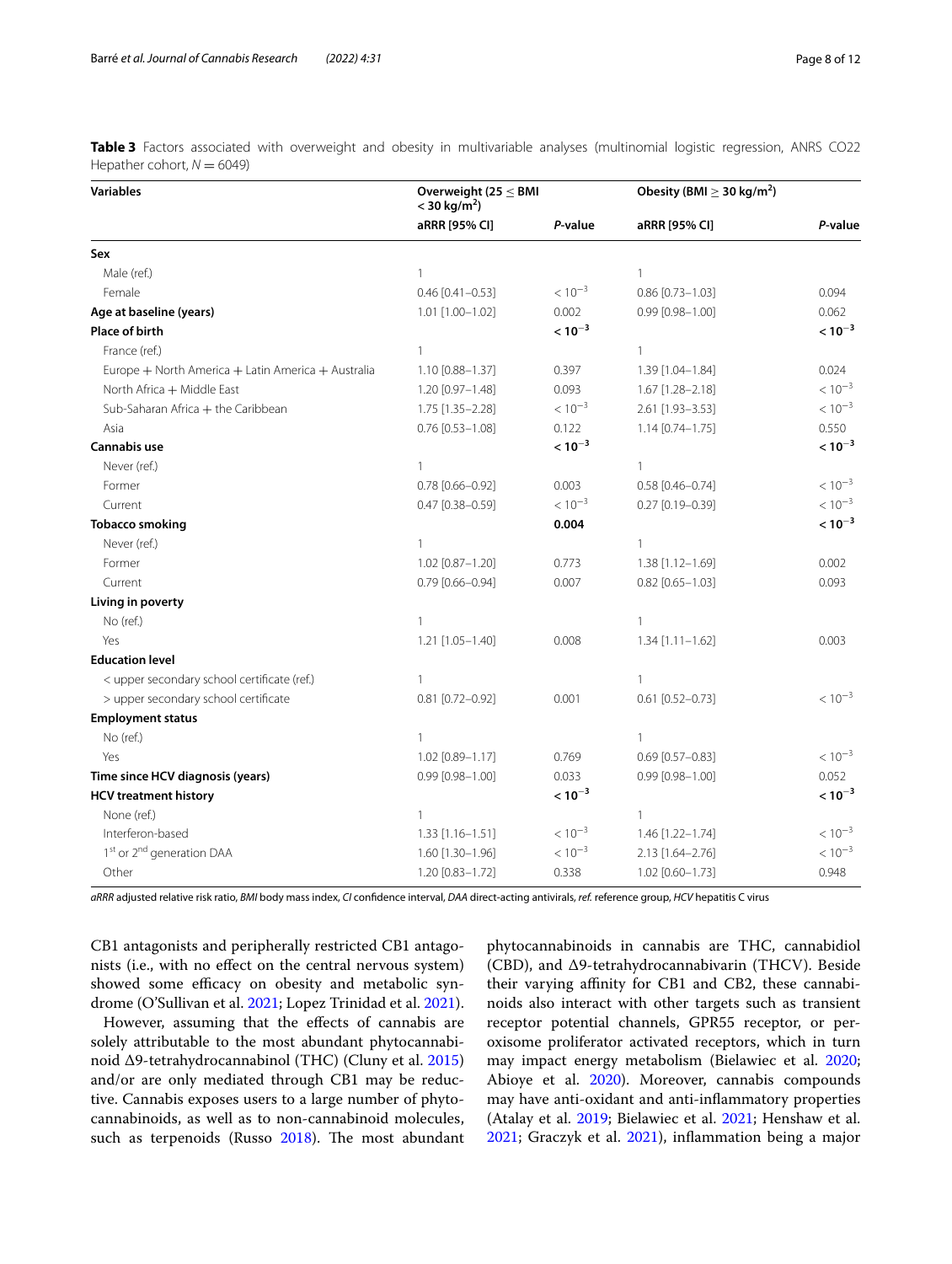**Table 3** Factors associated with overweight and obesity in multivariable analyses (multinomial logistic regression, ANRS CO22 Hepather cohort, $N = 6049$)

| Variables | Overweight ($25 \leq$ BMI $< 30$ kg/m$^2$) | | Obesity (BMI $\geq 30$ kg/m$^2$) | |
|---|---|---|---|---|
| | aRRR [95% CI] | *P*-value | aRRR [95% CI] | *P*-value |
| **Sex** | | | | |
| Male (ref.) | 1 | | 1 | |
| Female | 0.46 [0.41–0.53] | $< 10^{-3}$ | 0.86 [0.73–1.03] | 0.094 |
| **Age at baseline (years)** | 1.01 [1.00–1.02] | 0.002 | 0.99 [0.98–1.00] | 0.062 |
| **Place of birth** | | **$< 10^{-3}$** | | **$< 10^{-3}$** |
| France (ref.) | 1 | | 1 | |
| Europe + North America + Latin America + Australia | 1.10 [0.88–1.37] | 0.397 | 1.39 [1.04–1.84] | 0.024 |
| North Africa + Middle East | 1.20 [0.97–1.48] | 0.093 | 1.67 [1.28–2.18] | $< 10^{-3}$ |
| Sub-Saharan Africa + the Caribbean | 1.75 [1.35–2.28] | $< 10^{-3}$ | 2.61 [1.93–3.53] | $< 10^{-3}$ |
| Asia | 0.76 [0.53–1.08] | 0.122 | 1.14 [0.74–1.75] | 0.550 |
| **Cannabis use** | | **$< 10^{-3}$** | | **$< 10^{-3}$** |
| Never (ref.) | 1 | | 1 | |
| Former | 0.78 [0.66–0.92] | 0.003 | 0.58 [0.46–0.74] | $< 10^{-3}$ |
| Current | 0.47 [0.38–0.59] | $< 10^{-3}$ | 0.27 [0.19–0.39] | $< 10^{-3}$ |
| **Tobacco smoking** | | **0.004** | | **$< 10^{-3}$** |
| Never (ref.) | 1 | | 1 | |
| Former | 1.02 [0.87–1.20] | 0.773 | 1.38 [1.12–1.69] | 0.002 |
| Current | 0.79 [0.66–0.94] | 0.007 | 0.82 [0.65–1.03] | 0.093 |
| **Living in poverty** | | | | |
| No (ref.) | 1 | | 1 | |
| Yes | 1.21 [1.05–1.40] | 0.008 | 1.34 [1.11–1.62] | 0.003 |
| **Education level** | | | | |
| < upper secondary school certificate (ref.) | 1 | | 1 | |
| > upper secondary school certificate | 0.81 [0.72–0.92] | 0.001 | 0.61 [0.52–0.73] | $< 10^{-3}$ |
| **Employment status** | | | | |
| No (ref.) | 1 | | 1 | |
| Yes | 1.02 [0.89–1.17] | 0.769 | 0.69 [0.57–0.83] | $< 10^{-3}$ |
| **Time since HCV diagnosis (years)** | 0.99 [0.98–1.00] | 0.033 | 0.99 [0.98–1.00] | 0.052 |
| **HCV treatment history** | | **$< 10^{-3}$** | | **$< 10^{-3}$** |
| None (ref.) | 1 | | 1 | |
| Interferon-based | 1.33 [1.16–1.51] | $< 10^{-3}$ | 1.46 [1.22–1.74] | $< 10^{-3}$ |
| 1st or 2nd generation DAA | 1.60 [1.30–1.96] | $< 10^{-3}$ | 2.13 [1.64–2.76] | $< 10^{-3}$ |
| Other | 1.20 [0.83–1.72] | 0.338 | 1.02 [0.60–1.73] | 0.948 |

*aRRR* adjusted relative risk ratio, *BMI* body mass index, *CI* confidence interval, *DAA* direct-acting antivirals, *ref.* reference group, *HCV* hepatitis C virus

CB1 antagonists and peripherally restricted CB1 antagonists (i.e., with no effect on the central nervous system) showed some efficacy on obesity and metabolic syndrome (O'Sullivan et al. 2021; Lopez Trinidad et al. 2021).

However, assuming that the effects of cannabis are solely attributable to the most abundant phytocannabinoid Δ9-tetrahydrocannabinol (THC) (Cluny et al. 2015) and/or are only mediated through CB1 may be reductive. Cannabis exposes users to a large number of phytocannabinoids, as well as to non-cannabinoid molecules, such as terpenoids (Russo 2018). The most abundant phytocannabinoids in cannabis are THC, cannabidiol (CBD), and Δ9-tetrahydrocannabivarin (THCV). Beside their varying affinity for CB1 and CB2, these cannabinoids also interact with other targets such as transient receptor potential channels, GPR55 receptor, or peroxisome proliferator activated receptors, which in turn may impact energy metabolism (Bielawiec et al. 2020; Abioye et al. 2020). Moreover, cannabis compounds may have anti-oxidant and anti-inflammatory properties (Atalay et al. 2019; Bielawiec et al. 2021; Henshaw et al. 2021; Graczyk et al. 2021), inflammation being a major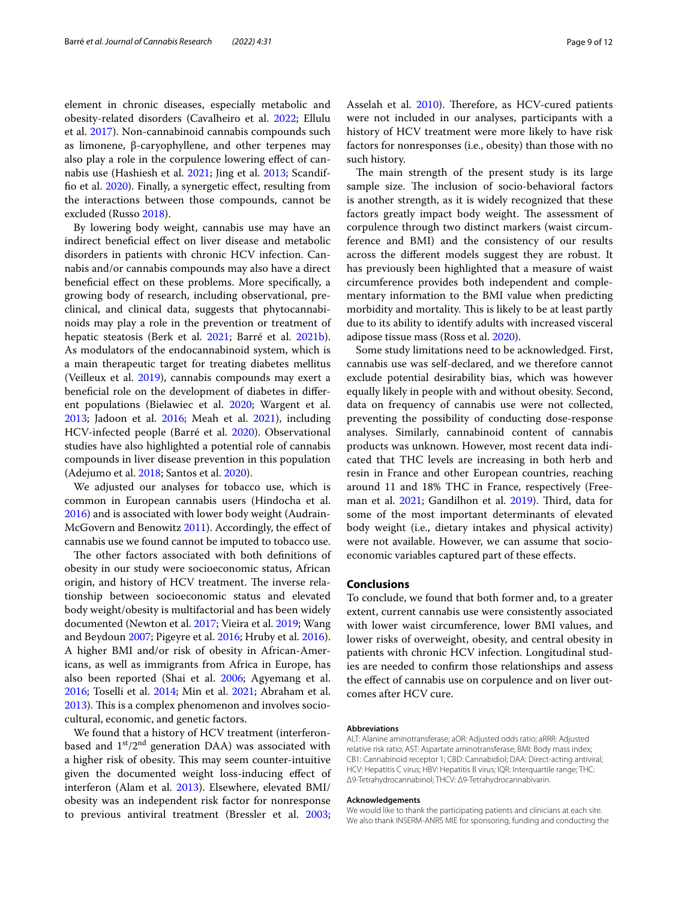element in chronic diseases, especially metabolic and obesity-related disorders (Cavalheiro et al. 2022; Ellulu et al. 2017). Non-cannabinoid cannabis compounds such as limonene, β-caryophyllene, and other terpenes may also play a role in the corpulence lowering effect of cannabis use (Hashiesh et al. 2021; Jing et al. 2013; Scandiffio et al. 2020). Finally, a synergetic effect, resulting from the interactions between those compounds, cannot be excluded (Russo 2018).

By lowering body weight, cannabis use may have an indirect beneficial effect on liver disease and metabolic disorders in patients with chronic HCV infection. Cannabis and/or cannabis compounds may also have a direct beneficial effect on these problems. More specifically, a growing body of research, including observational, preclinical, and clinical data, suggests that phytocannabinoids may play a role in the prevention or treatment of hepatic steatosis (Berk et al. 2021; Barré et al. 2021b). As modulators of the endocannabinoid system, which is a main therapeutic target for treating diabetes mellitus (Veilleux et al. 2019), cannabis compounds may exert a beneficial role on the development of diabetes in different populations (Bielawiec et al. 2020; Wargent et al. 2013; Jadoon et al. 2016; Meah et al. 2021), including HCV-infected people (Barré et al. 2020). Observational studies have also highlighted a potential role of cannabis compounds in liver disease prevention in this population (Adejumo et al. 2018; Santos et al. 2020).

We adjusted our analyses for tobacco use, which is common in European cannabis users (Hindocha et al. 2016) and is associated with lower body weight (Audrain-McGovern and Benowitz 2011). Accordingly, the effect of cannabis use we found cannot be imputed to tobacco use.

The other factors associated with both definitions of obesity in our study were socioeconomic status, African origin, and history of HCV treatment. The inverse relationship between socioeconomic status and elevated body weight/obesity is multifactorial and has been widely documented (Newton et al. 2017; Vieira et al. 2019; Wang and Beydoun 2007; Pigeyre et al. 2016; Hruby et al. 2016). A higher BMI and/or risk of obesity in African-Americans, as well as immigrants from Africa in Europe, has also been reported (Shai et al. 2006; Agyemang et al. 2016; Toselli et al. 2014; Min et al. 2021; Abraham et al. 2013). This is a complex phenomenon and involves socio-cultural, economic, and genetic factors.

We found that a history of HCV treatment (interferon-based and 1st/2nd generation DAA) was associated with a higher risk of obesity. This may seem counter-intuitive given the documented weight loss-inducing effect of interferon (Alam et al. 2013). Elsewhere, elevated BMI/obesity was an independent risk factor for nonresponse to previous antiviral treatment (Bressler et al. 2003; Asselah et al. 2010). Therefore, as HCV-cured patients were not included in our analyses, participants with a history of HCV treatment were more likely to have risk factors for nonresponses (i.e., obesity) than those with no such history.

The main strength of the present study is its large sample size. The inclusion of socio-behavioral factors is another strength, as it is widely recognized that these factors greatly impact body weight. The assessment of corpulence through two distinct markers (waist circumference and BMI) and the consistency of our results across the different models suggest they are robust. It has previously been highlighted that a measure of waist circumference provides both independent and complementary information to the BMI value when predicting morbidity and mortality. This is likely to be at least partly due to its ability to identify adults with increased visceral adipose tissue mass (Ross et al. 2020).

Some study limitations need to be acknowledged. First, cannabis use was self-declared, and we therefore cannot exclude potential desirability bias, which was however equally likely in people with and without obesity. Second, data on frequency of cannabis use were not collected, preventing the possibility of conducting dose-response analyses. Similarly, cannabinoid content of cannabis products was unknown. However, most recent data indicated that THC levels are increasing in both herb and resin in France and other European countries, reaching around 11 and 18% THC in France, respectively (Freeman et al. 2021; Gandilhon et al. 2019). Third, data for some of the most important determinants of elevated body weight (i.e., dietary intakes and physical activity) were not available. However, we can assume that socioeconomic variables captured part of these effects.

## Conclusions

To conclude, we found that both former and, to a greater extent, current cannabis use were consistently associated with lower waist circumference, lower BMI values, and lower risks of overweight, obesity, and central obesity in patients with chronic HCV infection. Longitudinal studies are needed to confirm those relationships and assess the effect of cannabis use on corpulence and on liver outcomes after HCV cure.

#### Abbreviations

ALT: Alanine aminotransferase; aOR: Adjusted odds ratio; aRRR: Adjusted relative risk ratio; AST: Aspartate aminotransferase; BMI: Body mass index; CB1: Cannabinoid receptor 1; CBD: Cannabidiol; DAA: Direct-acting antiviral; HCV: Hepatitis C virus; HBV: Hepatitis B virus; IQR: Interquartile range; THC: Δ9-Tetrahydrocannabinol; THCV: Δ9-Tetrahydrocannabivarin.

#### Acknowledgements

We would like to thank the participating patients and clinicians at each site. We also thank INSERM-ANRS MIE for sponsoring, funding and conducting the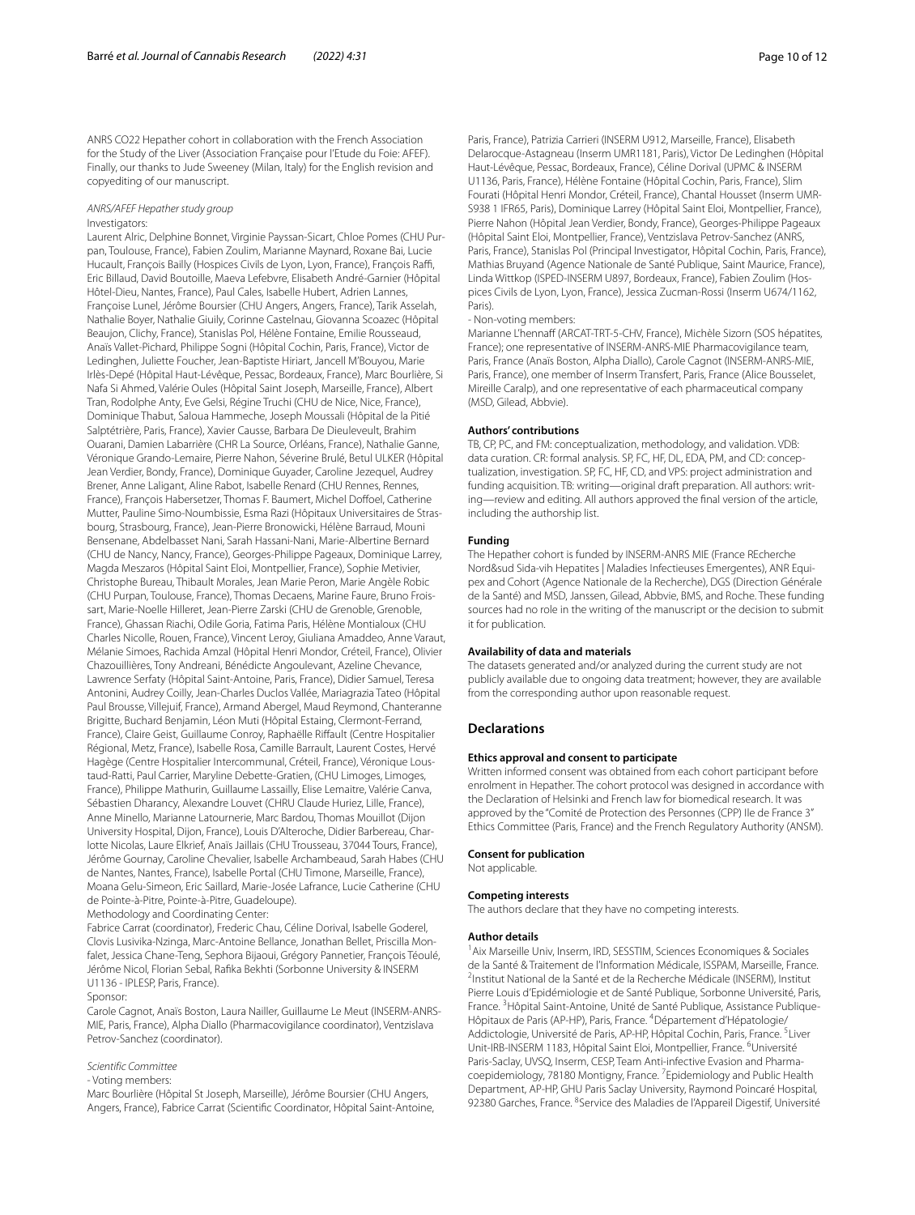ANRS CO22 Hepather cohort in collaboration with the French Association for the Study of the Liver (Association Française pour l'Etude du Foie: AFEF). Finally, our thanks to Jude Sweeney (Milan, Italy) for the English revision and copyediting of our manuscript.

*ANRS/AFEF Hepather study group*

Investigators:

Laurent Alric, Delphine Bonnet, Virginie Payssan-Sicart, Chloe Pomes (CHU Purpan, Toulouse, France), Fabien Zoulim, Marianne Maynard, Roxane Bai, Lucie Hucault, François Bailly (Hospices Civils de Lyon, Lyon, France), François Raffi, Eric Billaud, David Boutoille, Maeva Lefebvre, Elisabeth André-Garnier (Hôpital Hôtel-Dieu, Nantes, France), Paul Cales, Isabelle Hubert, Adrien Lannes, Françoise Lunel, Jérôme Boursier (CHU Angers, Angers, France), Tarik Asselah, Nathalie Boyer, Nathalie Giuily, Corinne Castelnau, Giovanna Scoazec (Hôpital Beaujon, Clichy, France), Stanislas Pol, Hélène Fontaine, Emilie Rousseaud, Anaïs Vallet-Pichard, Philippe Sogni (Hôpital Cochin, Paris, France), Victor de Ledinghen, Juliette Foucher, Jean-Baptiste Hiriart, Jancell M'Bouyou, Marie Irlès-Depé (Hôpital Haut-Lévêque, Pessac, Bordeaux, France), Marc Bourlière, Si Nafa Si Ahmed, Valérie Oules (Hôpital Saint Joseph, Marseille, France), Albert Tran, Rodolphe Anty, Eve Gelsi, Régine Truchi (CHU de Nice, Nice, France), Dominique Thabut, Saloua Hammeche, Joseph Moussali (Hôpital de la Pitié Salptétrière, Paris, France), Xavier Causse, Barbara De Dieuleveult, Brahim Ouarani, Damien Labarrière (CHR La Source, Orléans, France), Nathalie Ganne, Véronique Grando-Lemaire, Pierre Nahon, Séverine Brulé, Betul ULKER (Hôpital Jean Verdier, Bondy, France), Dominique Guyader, Caroline Jezequel, Audrey Brener, Anne Laligant, Aline Rabot, Isabelle Renard (CHU Rennes, Rennes, France), François Habersetzer, Thomas F. Baumert, Michel Doffoel, Catherine Mutter, Pauline Simo-Noumbissie, Esma Razi (Hôpitaux Universitaires de Strasbourg, Strasbourg, France), Jean-Pierre Bronowicki, Hélène Barraud, Mouni Bensenane, Abdelbasset Nani, Sarah Hassani-Nani, Marie-Albertine Bernard (CHU de Nancy, Nancy, France), Georges-Philippe Pageaux, Dominique Larrey, Magda Meszaros (Hôpital Saint Eloi, Montpellier, France), Sophie Metivier, Christophe Bureau, Thibault Morales, Jean Marie Peron, Marie Angèle Robic (CHU Purpan, Toulouse, France), Thomas Decaens, Marine Faure, Bruno Froissart, Marie-Noelle Hilleret, Jean-Pierre Zarski (CHU de Grenoble, Grenoble, France), Ghassan Riachi, Odile Goria, Fatima Paris, Hélène Montialoux (CHU Charles Nicolle, Rouen, France), Vincent Leroy, Giuliana Amaddeo, Anne Varaut, Mélanie Simoes, Rachida Amzal (Hôpital Henri Mondor, Créteil, France), Olivier Chazouillières, Tony Andreani, Bénédicte Angoulevant, Azeline Chevance, Lawrence Serfaty (Hôpital Saint-Antoine, Paris, France), Didier Samuel, Teresa Antonini, Audrey Coilly, Jean-Charles Duclos Vallée, Mariagrazia Tateo (Hôpital Paul Brousse, Villejuif, France), Armand Abergel, Maud Reymond, Chanteranne Brigitte, Buchard Benjamin, Léon Muti (Hôpital Estaing, Clermont-Ferrand, France), Claire Geist, Guillaume Conroy, Raphaëlle Riffault (Centre Hospitalier Régional, Metz, France), Isabelle Rosa, Camille Barrault, Laurent Costes, Hervé Hagège (Centre Hospitalier Intercommunal, Créteil, France), Véronique Loustaud-Ratti, Paul Carrier, Maryline Debette-Gratien, (CHU Limoges, Limoges, France), Philippe Mathurin, Guillaume Lassailly, Elise Lemaitre, Valérie Canva, Sébastien Dharancy, Alexandre Louvet (CHRU Claude Huriez, Lille, France), Anne Minello, Marianne Latournerie, Marc Bardou, Thomas Mouillot (Dijon University Hospital, Dijon, France), Louis D'Alteroche, Didier Barbereau, Charlotte Nicolas, Laure Elkrief, Anaïs Jaillais (CHU Trousseau, 37044 Tours, France), Jérôme Gournay, Caroline Chevalier, Isabelle Archambeaud, Sarah Habes (CHU de Nantes, Nantes, France), Isabelle Portal (CHU Timone, Marseille, France), Moana Gelu-Simeon, Eric Saillard, Marie-Josée Lafrance, Lucie Catherine (CHU de Pointe-à-Pitre, Pointe-à-Pitre, Guadeloupe).

Methodology and Coordinating Center:

Fabrice Carrat (coordinator), Frederic Chau, Céline Dorival, Isabelle Goderel, Clovis Lusivika-Nzinga, Marc-Antoine Bellance, Jonathan Bellet, Priscilla Monfalet, Jessica Chane-Teng, Sephora Bijaoui, Grégory Pannetier, François Téoulé, Jérôme Nicol, Florian Sebal, Rafika Bekhti (Sorbonne University & INSERM U1136 - IPLESP, Paris, France).

Sponsor:

Carole Cagnot, Anaïs Boston, Laura Nailler, Guillaume Le Meut (INSERM-ANRS-MIE, Paris, France), Alpha Diallo (Pharmacovigilance coordinator), Ventzislava Petrov-Sanchez (coordinator).

*Scientific Committee*

- Voting members:

Marc Bourlière (Hôpital St Joseph, Marseille), Jérôme Boursier (CHU Angers, Angers, France), Fabrice Carrat (Scientific Coordinator, Hôpital Saint-Antoine, Paris, France), Patrizia Carrieri (INSERM U912, Marseille, France), Elisabeth Delarocque-Astagneau (Inserm UMR1181, Paris), Victor De Ledinghen (Hôpital Haut-Lévêque, Pessac, Bordeaux, France), Céline Dorival (UPMC & INSERM U1136, Paris, France), Hélène Fontaine (Hôpital Cochin, Paris, France), Slim Fourati (Hôpital Henri Mondor, Créteil, France), Chantal Housset (Inserm UMR-S938 1 IFR65, Paris), Dominique Larrey (Hôpital Saint Eloi, Montpellier, France), Pierre Nahon (Hôpital Jean Verdier, Bondy, France), Georges-Philippe Pageaux (Hôpital Saint Eloi, Montpellier, France), Ventzislava Petrov-Sanchez (ANRS, Paris, France), Stanislas Pol (Principal Investigator, Hôpital Cochin, Paris, France), Mathias Bruyand (Agence Nationale de Santé Publique, Saint Maurice, France), Linda Wittkop (ISPED-INSERM U897, Bordeaux, France), Fabien Zoulim (Hospices Civils de Lyon, Lyon, France), Jessica Zucman-Rossi (Inserm U674/1162, Paris).

- Non-voting members:

Marianne L'hennaff (ARCAT-TRT-5-CHV, France), Michèle Sizorn (SOS hépatites, France); one representative of INSERM-ANRS-MIE Pharmacovigilance team, Paris, France (Anaïs Boston, Alpha Diallo), Carole Cagnot (INSERM-ANRS-MIE, Paris, France), one member of Inserm Transfert, Paris, France (Alice Bousselet, Mireille Caralp), and one representative of each pharmaceutical company (MSD, Gilead, Abbvie).

### Authors' contributions

TB, CP, PC, and FM: conceptualization, methodology, and validation. VDB: data curation. CR: formal analysis. SP, FC, HF, DL, EDA, PM, and CD: conceptualization, investigation. SP, FC, HF, CD, and VPS: project administration and funding acquisition. TB: writing—original draft preparation. All authors: writing—review and editing. All authors approved the final version of the article, including the authorship list.

### Funding

The Hepather cohort is funded by INSERM-ANRS MIE (France REcherche Nord&sud Sida-vih Hepatites | Maladies Infectieuses Emergentes), ANR Equipex and Cohort (Agence Nationale de la Recherche), DGS (Direction Générale de la Santé) and MSD, Janssen, Gilead, Abbvie, BMS, and Roche. These funding sources had no role in the writing of the manuscript or the decision to submit it for publication.

### Availability of data and materials

The datasets generated and/or analyzed during the current study are not publicly available due to ongoing data treatment; however, they are available from the corresponding author upon reasonable request.

## Declarations

### Ethics approval and consent to participate

Written informed consent was obtained from each cohort participant before enrolment in Hepather. The cohort protocol was designed in accordance with the Declaration of Helsinki and French law for biomedical research. It was approved by the "Comité de Protection des Personnes (CPP) Ile de France 3" Ethics Committee (Paris, France) and the French Regulatory Authority (ANSM).

### Consent for publication

Not applicable.

### Competing interests

The authors declare that they have no competing interests.

### Author details

[1]Aix Marseille Univ, Inserm, IRD, SESSTIM, Sciences Economiques & Sociales de la Santé & Traitement de l'Information Médicale, ISSPAM, Marseille, France. [2]Institut National de la Santé et de la Recherche Médicale (INSERM), Institut Pierre Louis d'Epidémiologie et de Santé Publique, Sorbonne Université, Paris, France. [3]Hôpital Saint-Antoine, Unité de Santé Publique, Assistance Publique-Hôpitaux de Paris (AP-HP), Paris, France. [4]Département d'Hépatologie/Addictologie, Université de Paris, AP-HP, Hôpital Cochin, Paris, France. [5]Liver Unit-IRB-INSERM 1183, Hôpital Saint Eloi, Montpellier, France. [6]Université Paris-Saclay, UVSQ, Inserm, CESP, Team Anti-infective Evasion and Pharmacoepidemiology, 78180 Montigny, France. [7]Epidemiology and Public Health Department, AP-HP, GHU Paris Saclay University, Raymond Poincaré Hospital, 92380 Garches, France. [8]Service des Maladies de l'Appareil Digestif, Université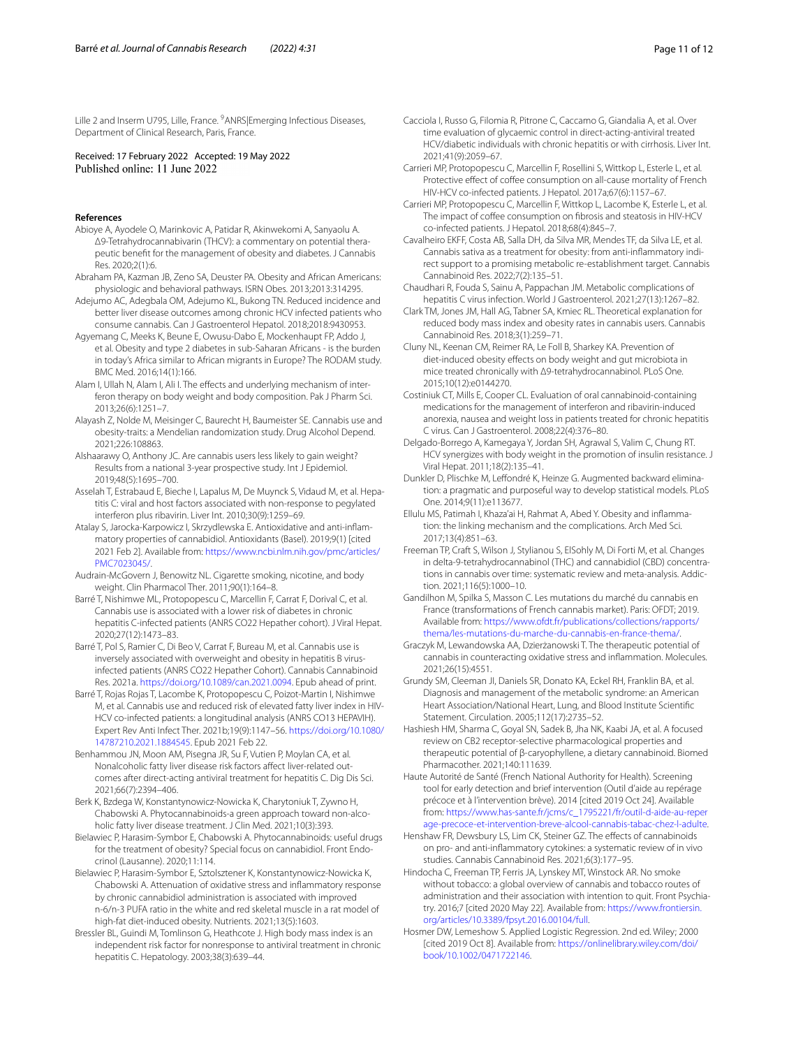Lille 2 and Inserm U795, Lille, France. [9]ANRS|Emerging Infectious Diseases, Department of Clinical Research, Paris, France.

Received: 17 February 2022 Accepted: 19 May 2022
Published online: 11 June 2022

### References

Abioye A, Ayodele O, Marinkovic A, Patidar R, Akinwekomi A, Sanyaolu A. Δ9-Tetrahydrocannabivarin (THCV): a commentary on potential therapeutic benefit for the management of obesity and diabetes. J Cannabis Res. 2020;2(1):6.

Abraham PA, Kazman JB, Zeno SA, Deuster PA. Obesity and African Americans: physiologic and behavioral pathways. ISRN Obes. 2013;2013:314295.

Adejumo AC, Adegbala OM, Adejumo KL, Bukong TN. Reduced incidence and better liver disease outcomes among chronic HCV infected patients who consume cannabis. Can J Gastroenterol Hepatol. 2018;2018:9430953.

Agyemang C, Meeks K, Beune E, Owusu-Dabo E, Mockenhaupt FP, Addo J, et al. Obesity and type 2 diabetes in sub-Saharan Africans - is the burden in today's Africa similar to African migrants in Europe? The RODAM study. BMC Med. 2016;14(1):166.

Alam I, Ullah N, Alam I, Ali I. The effects and underlying mechanism of interferon therapy on body weight and body composition. Pak J Pharm Sci. 2013;26(6):1251–7.

Alayash Z, Nolde M, Meisinger C, Baurecht H, Baumeister SE. Cannabis use and obesity-traits: a Mendelian randomization study. Drug Alcohol Depend. 2021;226:108863.

Alshaarawy O, Anthony JC. Are cannabis users less likely to gain weight? Results from a national 3-year prospective study. Int J Epidemiol. 2019;48(5):1695–700.

Asselah T, Estrabaud E, Bieche I, Lapalus M, De Muynck S, Vidaud M, et al. Hepatitis C: viral and host factors associated with non-response to pegylated interferon plus ribavirin. Liver Int. 2010;30(9):1259–69.

Atalay S, Jarocka-Karpowicz I, Skrzydlewska E. Antioxidative and anti-inflammatory properties of cannabidiol. Antioxidants (Basel). 2019;9(1) [cited 2021 Feb 2]. Available from: https://www.ncbi.nlm.nih.gov/pmc/articles/PMC7023045/.

Audrain-McGovern J, Benowitz NL. Cigarette smoking, nicotine, and body weight. Clin Pharmacol Ther. 2011;90(1):164–8.

Barré T, Nishimwe ML, Protopopescu C, Marcellin F, Carrat F, Dorival C, et al. Cannabis use is associated with a lower risk of diabetes in chronic hepatitis C-infected patients (ANRS CO22 Hepather cohort). J Viral Hepat. 2020;27(12):1473–83.

Barré T, Pol S, Ramier C, Di Beo V, Carrat F, Bureau M, et al. Cannabis use is inversely associated with overweight and obesity in hepatitis B virus-infected patients (ANRS CO22 Hepather Cohort). Cannabis Cannabinoid Res. 2021a. https://doi.org/10.1089/can.2021.0094. Epub ahead of print.

Barré T, Rojas Rojas T, Lacombe K, Protopopescu C, Poizot-Martin I, Nishimwe M, et al. Cannabis use and reduced risk of elevated fatty liver index in HIV-HCV co-infected patients: a longitudinal analysis (ANRS CO13 HEPAVIH). Expert Rev Anti Infect Ther. 2021b;19(9):1147–56. https://doi.org/10.1080/14787210.2021.1884545. Epub 2021 Feb 22.

Benhammou JN, Moon AM, Pisegna JR, Su F, Vutien P, Moylan CA, et al. Nonalcoholic fatty liver disease risk factors affect liver-related outcomes after direct-acting antiviral treatment for hepatitis C. Dig Dis Sci. 2021;66(7):2394–406.

Berk K, Bzdega W, Konstantynowicz-Nowicka K, Charytoniuk T, Zywno H, Chabowski A. Phytocannabinoids-a green approach toward non-alcoholic fatty liver disease treatment. J Clin Med. 2021;10(3):393.

Bielawiec P, Harasim-Symbor E, Chabowski A. Phytocannabinoids: useful drugs for the treatment of obesity? Special focus on cannabidiol. Front Endocrinol (Lausanne). 2020;11:114.

Bielawiec P, Harasim-Symbor E, Sztolsztener K, Konstantynowicz-Nowicka K, Chabowski A. Attenuation of oxidative stress and inflammatory response by chronic cannabidiol administration is associated with improved n-6/n-3 PUFA ratio in the white and red skeletal muscle in a rat model of high-fat diet-induced obesity. Nutrients. 2021;13(5):1603.

Bressler BL, Guindi M, Tomlinson G, Heathcote J. High body mass index is an independent risk factor for nonresponse to antiviral treatment in chronic hepatitis C. Hepatology. 2003;38(3):639–44.

Cacciola I, Russo G, Filomia R, Pitrone C, Caccamo G, Giandalia A, et al. Over time evaluation of glycaemic control in direct-acting-antiviral treated HCV/diabetic individuals with chronic hepatitis or with cirrhosis. Liver Int. 2021;41(9):2059–67.

Carrieri MP, Protopopescu C, Marcellin F, Rosellini S, Wittkop L, Esterle L, et al. Protective effect of coffee consumption on all-cause mortality of French HIV-HCV co-infected patients. J Hepatol. 2017a;67(6):1157–67.

Carrieri MP, Protopopescu C, Marcellin F, Wittkop L, Lacombe K, Esterle L, et al. The impact of coffee consumption on fibrosis and steatosis in HIV-HCV co-infected patients. J Hepatol. 2018;68(4):845–7.

Cavalheiro EKFF, Costa AB, Salla DH, da Silva MR, Mendes TF, da Silva LE, et al. Cannabis sativa as a treatment for obesity: from anti-inflammatory indirect support to a promising metabolic re-establishment target. Cannabis Cannabinoid Res. 2022;7(2):135–51.

Chaudhari R, Fouda S, Sainu A, Pappachan JM. Metabolic complications of hepatitis C virus infection. World J Gastroenterol. 2021;27(13):1267–82.

Clark TM, Jones JM, Hall AG, Tabner SA, Kmiec RL. Theoretical explanation for reduced body mass index and obesity rates in cannabis users. Cannabis Cannabinoid Res. 2018;3(1):259–71.

Cluny NL, Keenan CM, Reimer RA, Le Foll B, Sharkey KA. Prevention of diet-induced obesity effects on body weight and gut microbiota in mice treated chronically with Δ9-tetrahydrocannabinol. PLoS One. 2015;10(12):e0144270.

Costiniuk CT, Mills E, Cooper CL. Evaluation of oral cannabinoid-containing medications for the management of interferon and ribavirin-induced anorexia, nausea and weight loss in patients treated for chronic hepatitis C virus. Can J Gastroenterol. 2008;22(4):376–80.

Delgado-Borrego A, Kamegaya Y, Jordan SH, Agrawal S, Valim C, Chung RT. HCV synergizes with body weight in the promotion of insulin resistance. J Viral Hepat. 2011;18(2):135–41.

Dunkler D, Plischke M, Leffondré K, Heinze G. Augmented backward elimination: a pragmatic and purposeful way to develop statistical models. PLoS One. 2014;9(11):e113677.

Ellulu MS, Patimah I, Khaza'ai H, Rahmat A, Abed Y. Obesity and inflammation: the linking mechanism and the complications. Arch Med Sci. 2017;13(4):851–63.

Freeman TP, Craft S, Wilson J, Stylianou S, ElSohly M, Di Forti M, et al. Changes in delta-9-tetrahydrocannabinol (THC) and cannabidiol (CBD) concentrations in cannabis over time: systematic review and meta-analysis. Addiction. 2021;116(5):1000–10.

Gandilhon M, Spilka S, Masson C. Les mutations du marché du cannabis en France (transformations of French cannabis market). Paris: OFDT; 2019. Available from: https://www.ofdt.fr/publications/collections/rapports/thema/les-mutations-du-marche-du-cannabis-en-france-thema/.

Graczyk M, Lewandowska AA, Dzierżanowski T. The therapeutic potential of cannabis in counteracting oxidative stress and inflammation. Molecules. 2021;26(15):4551.

Grundy SM, Cleeman JI, Daniels SR, Donato KA, Eckel RH, Franklin BA, et al. Diagnosis and management of the metabolic syndrome: an American Heart Association/National Heart, Lung, and Blood Institute Scientific Statement. Circulation. 2005;112(17):2735–52.

Hashiesh HM, Sharma C, Goyal SN, Sadek B, Jha NK, Kaabi JA, et al. A focused review on CB2 receptor-selective pharmacological properties and therapeutic potential of β-caryophyllene, a dietary cannabinoid. Biomed Pharmacother. 2021;140:111639.

Haute Autorité de Santé (French National Authority for Health). Screening tool for early detection and brief intervention (Outil d'aide au repérage précoce et à l'intervention brève). 2014 [cited 2019 Oct 24]. Available from: https://www.has-sante.fr/jcms/c_1795221/fr/outil-d-aide-au-reperage-precoce-et-intervention-breve-alcool-cannabis-tabac-chez-l-adulte.

Henshaw FR, Dewsbury LS, Lim CK, Steiner GZ. The effects of cannabinoids on pro- and anti-inflammatory cytokines: a systematic review of in vivo studies. Cannabis Cannabinoid Res. 2021;6(3):177–95.

Hindocha C, Freeman TP, Ferris JA, Lynskey MT, Winstock AR. No smoke without tobacco: a global overview of cannabis and tobacco routes of administration and their association with intention to quit. Front Psychiatry. 2016;7 [cited 2020 May 22]. Available from: https://www.frontiersin.org/articles/10.3389/fpsyt.2016.00104/full.

Hosmer DW, Lemeshow S. Applied Logistic Regression. 2nd ed. Wiley; 2000 [cited 2019 Oct 8]. Available from: https://onlinelibrary.wiley.com/doi/book/10.1002/0471722146.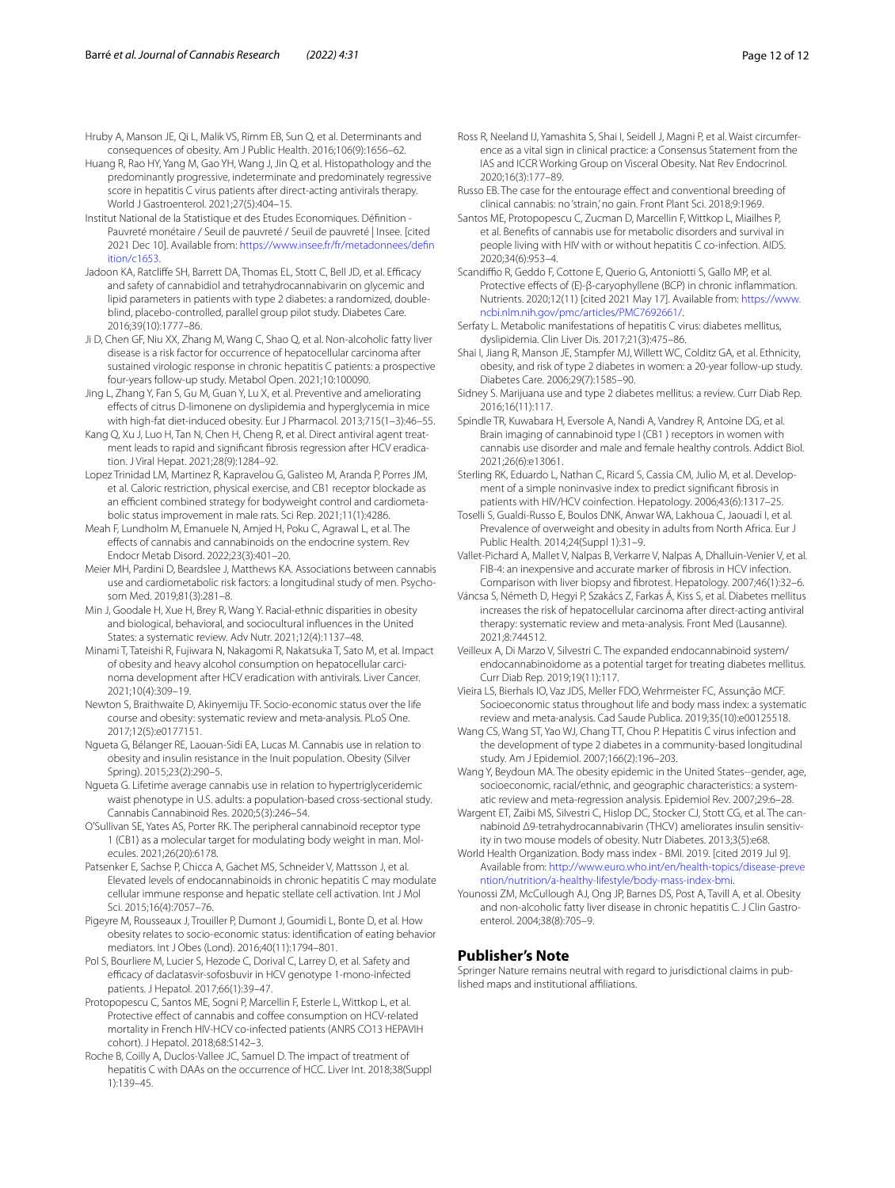Hruby A, Manson JE, Qi L, Malik VS, Rimm EB, Sun Q, et al. Determinants and consequences of obesity. Am J Public Health. 2016;106(9):1656–62.

Huang R, Rao HY, Yang M, Gao YH, Wang J, Jin Q, et al. Histopathology and the predominantly progressive, indeterminate and predominately regressive score in hepatitis C virus patients after direct-acting antivirals therapy. World J Gastroenterol. 2021;27(5):404–15.

Institut National de la Statistique et des Etudes Economiques. Définition - Pauvreté monétaire / Seuil de pauvreté / Seuil de pauvreté | Insee. [cited 2021 Dec 10]. Available from: https://www.insee.fr/fr/metadonnees/definition/c1653.

Jadoon KA, Ratcliffe SH, Barrett DA, Thomas EL, Stott C, Bell JD, et al. Efficacy and safety of cannabidiol and tetrahydrocannabivarin on glycemic and lipid parameters in patients with type 2 diabetes: a randomized, double-blind, placebo-controlled, parallel group pilot study. Diabetes Care. 2016;39(10):1777–86.

Ji D, Chen GF, Niu XX, Zhang M, Wang C, Shao Q, et al. Non-alcoholic fatty liver disease is a risk factor for occurrence of hepatocellular carcinoma after sustained virologic response in chronic hepatitis C patients: a prospective four-years follow-up study. Metabol Open. 2021;10:100090.

Jing L, Zhang Y, Fan S, Gu M, Guan Y, Lu X, et al. Preventive and ameliorating effects of citrus D-limonene on dyslipidemia and hyperglycemia in mice with high-fat diet-induced obesity. Eur J Pharmacol. 2013;715(1–3):46–55.

Kang Q, Xu J, Luo H, Tan N, Chen H, Cheng R, et al. Direct antiviral agent treatment leads to rapid and significant fibrosis regression after HCV eradication. J Viral Hepat. 2021;28(9):1284–92.

Lopez Trinidad LM, Martinez R, Kapravelou G, Galisteo M, Aranda P, Porres JM, et al. Caloric restriction, physical exercise, and CB1 receptor blockade as an efficient combined strategy for bodyweight control and cardiometabolic status improvement in male rats. Sci Rep. 2021;11(1):4286.

Meah F, Lundholm M, Emanuele N, Amjed H, Poku C, Agrawal L, et al. The effects of cannabis and cannabinoids on the endocrine system. Rev Endocr Metab Disord. 2022;23(3):401–20.

Meier MH, Pardini D, Beardslee J, Matthews KA. Associations between cannabis use and cardiometabolic risk factors: a longitudinal study of men. Psychosom Med. 2019;81(3):281–8.

Min J, Goodale H, Xue H, Brey R, Wang Y. Racial-ethnic disparities in obesity and biological, behavioral, and sociocultural influences in the United States: a systematic review. Adv Nutr. 2021;12(4):1137–48.

Minami T, Tateishi R, Fujiwara N, Nakagomi R, Nakatsuka T, Sato M, et al. Impact of obesity and heavy alcohol consumption on hepatocellular carcinoma development after HCV eradication with antivirals. Liver Cancer. 2021;10(4):309–19.

Newton S, Braithwaite D, Akinyemiju TF. Socio-economic status over the life course and obesity: systematic review and meta-analysis. PLoS One. 2017;12(5):e0177151.

Ngueta G, Bélanger RE, Laouan-Sidi EA, Lucas M. Cannabis use in relation to obesity and insulin resistance in the Inuit population. Obesity (Silver Spring). 2015;23(2):290–5.

Ngueta G. Lifetime average cannabis use in relation to hypertriglyceridemic waist phenotype in U.S. adults: a population-based cross-sectional study. Cannabis Cannabinoid Res. 2020;5(3):246–54.

O'Sullivan SE, Yates AS, Porter RK. The peripheral cannabinoid receptor type 1 (CB1) as a molecular target for modulating body weight in man. Molecules. 2021;26(20):6178.

Patsenker E, Sachse P, Chicca A, Gachet MS, Schneider V, Mattsson J, et al. Elevated levels of endocannabinoids in chronic hepatitis C may modulate cellular immune response and hepatic stellate cell activation. Int J Mol Sci. 2015;16(4):7057–76.

Pigeyre M, Rousseaux J, Trouiller P, Dumont J, Goumidi L, Bonte D, et al. How obesity relates to socio-economic status: identification of eating behavior mediators. Int J Obes (Lond). 2016;40(11):1794–801.

Pol S, Bourliere M, Lucier S, Hezode C, Dorival C, Larrey D, et al. Safety and efficacy of daclatasvir-sofosbuvir in HCV genotype 1-mono-infected patients. J Hepatol. 2017;66(1):39–47.

Protopopescu C, Santos ME, Sogni P, Marcellin F, Esterle L, Wittkop L, et al. Protective effect of cannabis and coffee consumption on HCV-related mortality in French HIV-HCV co-infected patients (ANRS CO13 HEPAVIH cohort). J Hepatol. 2018;68:S142–3.

Roche B, Coilly A, Duclos-Vallee JC, Samuel D. The impact of treatment of hepatitis C with DAAs on the occurrence of HCC. Liver Int. 2018;38(Suppl 1):139–45.

Ross R, Neeland IJ, Yamashita S, Shai I, Seidell J, Magni P, et al. Waist circumference as a vital sign in clinical practice: a Consensus Statement from the IAS and ICCR Working Group on Visceral Obesity. Nat Rev Endocrinol. 2020;16(3):177–89.

Russo EB. The case for the entourage effect and conventional breeding of clinical cannabis: no 'strain,' no gain. Front Plant Sci. 2018;9:1969.

Santos ME, Protopopescu C, Zucman D, Marcellin F, Wittkop L, Miailhes P, et al. Benefits of cannabis use for metabolic disorders and survival in people living with HIV with or without hepatitis C co-infection. AIDS. 2020;34(6):953–4.

Scandiffio R, Geddo F, Cottone E, Querio G, Antoniotti S, Gallo MP, et al. Protective effects of (E)-β-caryophyllene (BCP) in chronic inflammation. Nutrients. 2020;12(11) [cited 2021 May 17]. Available from: https://www.ncbi.nlm.nih.gov/pmc/articles/PMC7692661/.

Serfaty L. Metabolic manifestations of hepatitis C virus: diabetes mellitus, dyslipidemia. Clin Liver Dis. 2017;21(3):475–86.

Shai I, Jiang R, Manson JE, Stampfer MJ, Willett WC, Colditz GA, et al. Ethnicity, obesity, and risk of type 2 diabetes in women: a 20-year follow-up study. Diabetes Care. 2006;29(7):1585–90.

Sidney S. Marijuana use and type 2 diabetes mellitus: a review. Curr Diab Rep. 2016;16(11):117.

Spindle TR, Kuwabara H, Eversole A, Nandi A, Vandrey R, Antoine DG, et al. Brain imaging of cannabinoid type I (CB1 ) receptors in women with cannabis use disorder and male and female healthy controls. Addict Biol. 2021;26(6):e13061.

Sterling RK, Eduardo L, Nathan C, Ricard S, Cassia CM, Julio M, et al. Development of a simple noninvasive index to predict significant fibrosis in patients with HIV/HCV coinfection. Hepatology. 2006;43(6):1317–25.

Toselli S, Gualdi-Russo E, Boulos DNK, Anwar WA, Lakhoua C, Jaouadi I, et al. Prevalence of overweight and obesity in adults from North Africa. Eur J Public Health. 2014;24(Suppl 1):31–9.

Vallet-Pichard A, Mallet V, Nalpas B, Verkarre V, Nalpas A, Dhalluin-Venier V, et al. FIB-4: an inexpensive and accurate marker of fibrosis in HCV infection. Comparison with liver biopsy and fibrotest. Hepatology. 2007;46(1):32–6.

Váncsa S, Németh D, Hegyi P, Szakács Z, Farkas Á, Kiss S, et al. Diabetes mellitus increases the risk of hepatocellular carcinoma after direct-acting antiviral therapy: systematic review and meta-analysis. Front Med (Lausanne). 2021;8:744512.

Veilleux A, Di Marzo V, Silvestri C. The expanded endocannabinoid system/endocannabinoidome as a potential target for treating diabetes mellitus. Curr Diab Rep. 2019;19(11):117.

Vieira LS, Bierhals IO, Vaz JDS, Meller FDO, Wehrmeister FC, Assunção MCF. Socioeconomic status throughout life and body mass index: a systematic review and meta-analysis. Cad Saude Publica. 2019;35(10):e00125518.

Wang CS, Wang ST, Yao WJ, Chang TT, Chou P. Hepatitis C virus infection and the development of type 2 diabetes in a community-based longitudinal study. Am J Epidemiol. 2007;166(2):196–203.

Wang Y, Beydoun MA. The obesity epidemic in the United States--gender, age, socioeconomic, racial/ethnic, and geographic characteristics: a systematic review and meta-regression analysis. Epidemiol Rev. 2007;29:6–28.

Wargent ET, Zaibi MS, Silvestri C, Hislop DC, Stocker CJ, Stott CG, et al. The cannabinoid Δ9-tetrahydrocannabivarin (THCV) ameliorates insulin sensitivity in two mouse models of obesity. Nutr Diabetes. 2013;3(5):e68.

World Health Organization. Body mass index - BMI. 2019. [cited 2019 Jul 9]. Available from: http://www.euro.who.int/en/health-topics/disease-prevention/nutrition/a-healthy-lifestyle/body-mass-index-bmi.

Younossi ZM, McCullough AJ, Ong JP, Barnes DS, Post A, Tavill A, et al. Obesity and non-alcoholic fatty liver disease in chronic hepatitis C. J Clin Gastroenterol. 2004;38(8):705–9.

## Publisher's Note

Springer Nature remains neutral with regard to jurisdictional claims in published maps and institutional affiliations.